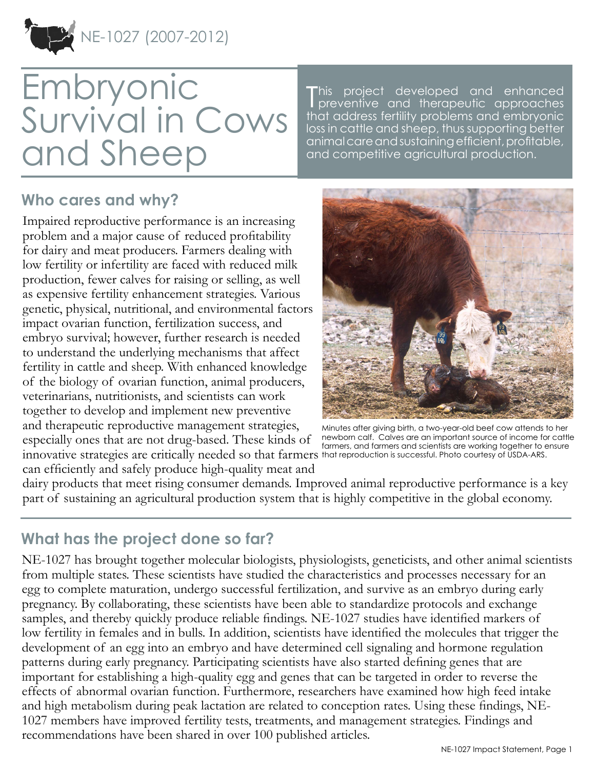NE-1027 (2007-2012)

# Embryonic Survival in Cows and Sheep

This project developed and enhanced preventive and therapeutic approaches that address fertility problems and embryonic loss in cattle and sheep, thus supporting better animal care and sustaining efficient, profitable, and competitive agricultural production.

## Who cares and why?

Impaired reproductive performance is an increasing problem and a major cause of reduced profitability for dairy and meat producers. Farmers dealing with low fertility or infertility are faced with reduced milk production, fewer calves for raising or selling, as well as expensive fertility enhancement strategies. Various genetic, physical, nutritional, and environmental factors impact ovarian function, fertilization success, and embryo survival; however, further research is needed to understand the underlying mechanisms that affect fertility in cattle and sheep. With enhanced knowledge of the biology of ovarian function, animal producers, veterinarians, nutritionists, and scientists can work together to develop and implement new preventive and therapeutic reproductive management strategies, especially ones that are not drug-based. These kinds of innovative strategies are critically needed so that farmers can efficiently and safely produce high-quality meat and dairy products that meet rising consumer demands. Improved animal reproductive performance is a key part of sustaining an agricultural production system that is highly competitive in the global economy.

Minutes after giving birth, a two-year-old beef cow attends to her newborn calf. Calves are an important source of income for cattle farmers, and farmers and scientists are working together to ensure that reproduction is successful. Photo courtesy of USDA-ARS.

## What has the project done so far?

NE-1027 has brought together molecular biologists, physiologists, geneticists, and other animal scientists from multiple states. These scientists have studied the characteristics and processes necessary for an egg to complete maturation, undergo successful fertilization, and survive as an embryo during early pregnancy. By collaborating, these scientists have been able to standardize protocols and exchange samples, and thereby quickly produce reliable findings. NE-1027 studies have identified markers of low fertility in females and in bulls. In addition, scientists have identified the molecules that trigger the development of an egg into an embryo and have determined cell signaling and hormone regulation patterns during early pregnancy. Participating scientists have also started defining genes that are important for establishing a high-quality egg and genes that can be targeted in order to reverse the effects of abnormal ovarian function. Furthermore, researchers have examined how high feed intake and high metabolism during peak lactation are related to conception rates. Using these findings, NE-1027 members have improved fertility tests, treatments, and management strategies. Findings and recommendations have been shared in over 100 published articles.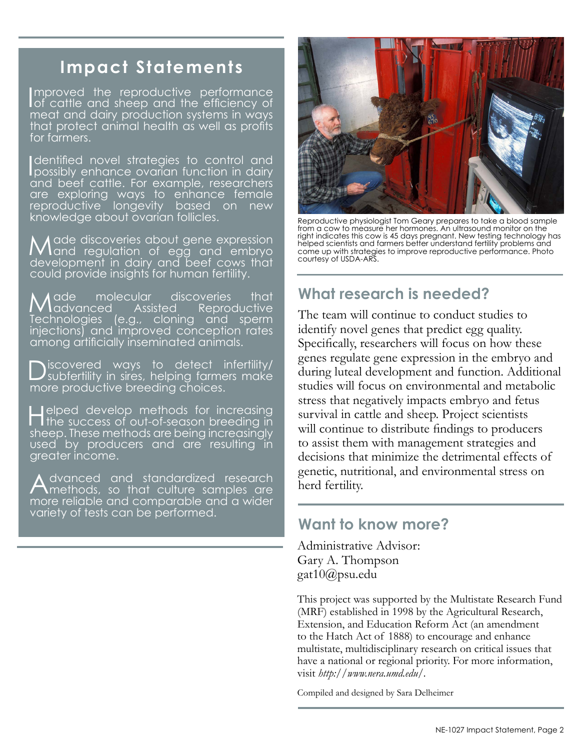## Impact Statements

Improved the reproductive performance of cattle and sheep and the efficiency of meat and dairy production systems in ways that protect animal health as well as profits for farmers.

Identified novel strategies to control and possibly enhance ovarian function in dairy and beef cattle. For example, researchers are exploring ways to enhance female reproductive longevity based on new knowledge about ovarian follicles.

Made discoveries about gene expression and regulation of egg and embryo development in dairy and beef cows that could provide insights for human fertility.

Made molecular discoveries that advanced Assisted Reproductive Technologies (e.g., cloning and sperm injections) and improved conception rates among artificially inseminated animals.

Discovered ways to detect infertility/subfertility in sires, helping farmers make more productive breeding choices.

Helped develop methods for increasing the success of out-of-season breeding in sheep. These methods are being increasingly used by producers and are resulting in greater income.

Advanced and standardized research methods, so that culture samples are more reliable and comparable and a wider variety of tests can be performed.

Reproductive physiologist Tom Geary prepares to take a blood sample from a cow to measure her hormones. An ultrasound monitor on the right indicates this cow is 45 days pregnant. New testing technology has helped scientists and farmers better understand fertility problems and come up with strategies to improve reproductive performance. Photo courtesy of USDA-ARS.

## What research is needed?

The team will continue to conduct studies to identify novel genes that predict egg quality. Specifically, researchers will focus on how these genes regulate gene expression in the embryo and during luteal development and function. Additional studies will focus on environmental and metabolic stress that negatively impacts embryo and fetus survival in cattle and sheep. Project scientists will continue to distribute findings to producers to assist them with management strategies and decisions that minimize the detrimental effects of genetic, nutritional, and environmental stress on herd fertility.

## Want to know more?

Administrative Advisor:
Gary A. Thompson
gat10@psu.edu

This project was supported by the Multistate Research Fund (MRF) established in 1998 by the Agricultural Research, Extension, and Education Reform Act (an amendment to the Hatch Act of 1888) to encourage and enhance multistate, multidisciplinary research on critical issues that have a national or regional priority. For more information, visit *http://www.nera.umd.edu/*.

Compiled and designed by Sara Delheimer